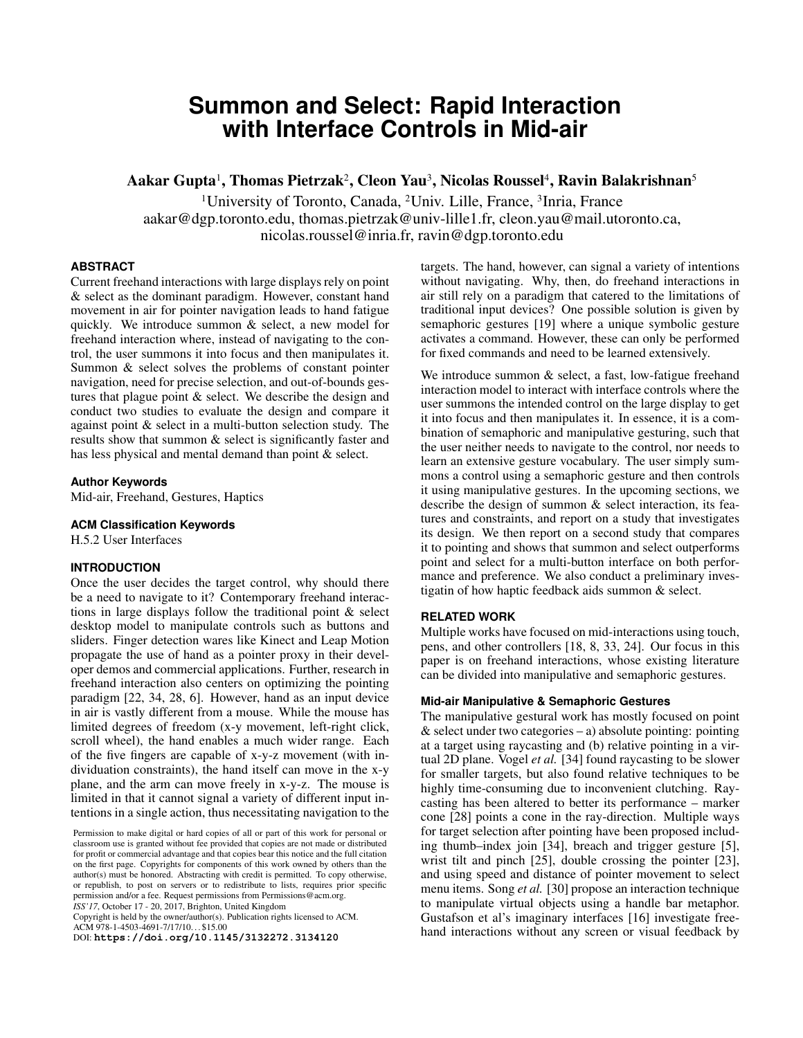# Summon and Select: Rapid Interaction with Interface Controls in Mid-air

**Aakar Gupta**[1], **Thomas Pietrzak**[2], **Cleon Yau**[3], **Nicolas Roussel**[4], **Ravin Balakrishnan**[5]

[1]University of Toronto, Canada, [2]Univ. Lille, France, [3]Inria, France
aakar@dgp.toronto.edu, thomas.pietrzak@univ-lille1.fr, cleon.yau@mail.utoronto.ca, nicolas.roussel@inria.fr, ravin@dgp.toronto.edu

## ABSTRACT

Current freehand interactions with large displays rely on point & select as the dominant paradigm. However, constant hand movement in air for pointer navigation leads to hand fatigue quickly. We introduce summon & select, a new model for freehand interaction where, instead of navigating to the control, the user summons it into focus and then manipulates it. Summon & select solves the problems of constant pointer navigation, need for precise selection, and out-of-bounds gestures that plague point & select. We describe the design and conduct two studies to evaluate the design and compare it against point & select in a multi-button selection study. The results show that summon & select is significantly faster and has less physical and mental demand than point & select.

### Author Keywords

Mid-air, Freehand, Gestures, Haptics

### ACM Classification Keywords

H.5.2 User Interfaces

## INTRODUCTION

Once the user decides the target control, why should there be a need to navigate to it? Contemporary freehand interactions in large displays follow the traditional point & select desktop model to manipulate controls such as buttons and sliders. Finger detection wares like Kinect and Leap Motion propagate the use of hand as a pointer proxy in their developer demos and commercial applications. Further, research in freehand interaction also centers on optimizing the pointing paradigm [22, 34, 28, 6]. However, hand as an input device in air is vastly different from a mouse. While the mouse has limited degrees of freedom (x-y movement, left-right click, scroll wheel), the hand enables a much wider range. Each of the five fingers are capable of x-y-z movement (with individuation constraints), the hand itself can move in the x-y plane, and the arm can move freely in x-y-z. The mouse is limited in that it cannot signal a variety of different input intentions in a single action, thus necessitating navigation to the targets. The hand, however, can signal a variety of intentions without navigating. Why, then, do freehand interactions in air still rely on a paradigm that catered to the limitations of traditional input devices? One possible solution is given by semaphoric gestures [19] where a unique symbolic gesture activates a command. However, these can only be performed for fixed commands and need to be learned extensively.

We introduce summon & select, a fast, low-fatigue freehand interaction model to interact with interface controls where the user summons the intended control on the large display to get it into focus and then manipulates it. In essence, it is a combination of semaphoric and manipulative gesturing, such that the user neither needs to navigate to the control, nor needs to learn an extensive gesture vocabulary. The user simply summons a control using a semaphoric gesture and then controls it using manipulative gestures. In the upcoming sections, we describe the design of summon & select interaction, its features and constraints, and report on a study that investigates its design. We then report on a second study that compares it to pointing and shows that summon and select outperforms point and select for a multi-button interface on both performance and preference. We also conduct a preliminary investigatin of how haptic feedback aids summon & select.

Permission to make digital or hard copies of all or part of this work for personal or classroom use is granted without fee provided that copies are not made or distributed for profit or commercial advantage and that copies bear this notice and the full citation on the first page. Copyrights for components of this work owned by others than the author(s) must be honored. Abstracting with credit is permitted. To copy otherwise, or republish, to post on servers or to redistribute to lists, requires prior specific permission and/or a fee. Request permissions from Permissions@acm.org.
*ISS'17*, October 17 - 20, 2017, Brighton, United Kingdom
Copyright is held by the owner/author(s). Publication rights licensed to ACM.
ACM 978-1-4503-4691-7/17/10...$15.00
DOI: **https://doi.org/10.1145/3132272.3134120**

## RELATED WORK

Multiple works have focused on mid-interactions using touch, pens, and other controllers [18, 8, 33, 24]. Our focus in this paper is on freehand interactions, whose existing literature can be divided into manipulative and semaphoric gestures.

### Mid-air Manipulative & Semaphoric Gestures

The manipulative gestural work has mostly focused on point & select under two categories – a) absolute pointing: pointing at a target using raycasting and (b) relative pointing in a virtual 2D plane. Vogel *et al.* [34] found raycasting to be slower for smaller targets, but also found relative techniques to be highly time-consuming due to inconvenient clutching. Raycasting has been altered to better its performance – marker cone [28] points a cone in the ray-direction. Multiple ways for target selection after pointing have been proposed including thumb–index join [34], breach and trigger gesture [5], wrist tilt and pinch [25], double crossing the pointer [23], and using speed and distance of pointer movement to select menu items. Song *et al.* [30] propose an interaction technique to manipulate virtual objects using a handle bar metaphor. Gustafson et al's imaginary interfaces [16] investigate freehand interactions without any screen or visual feedback by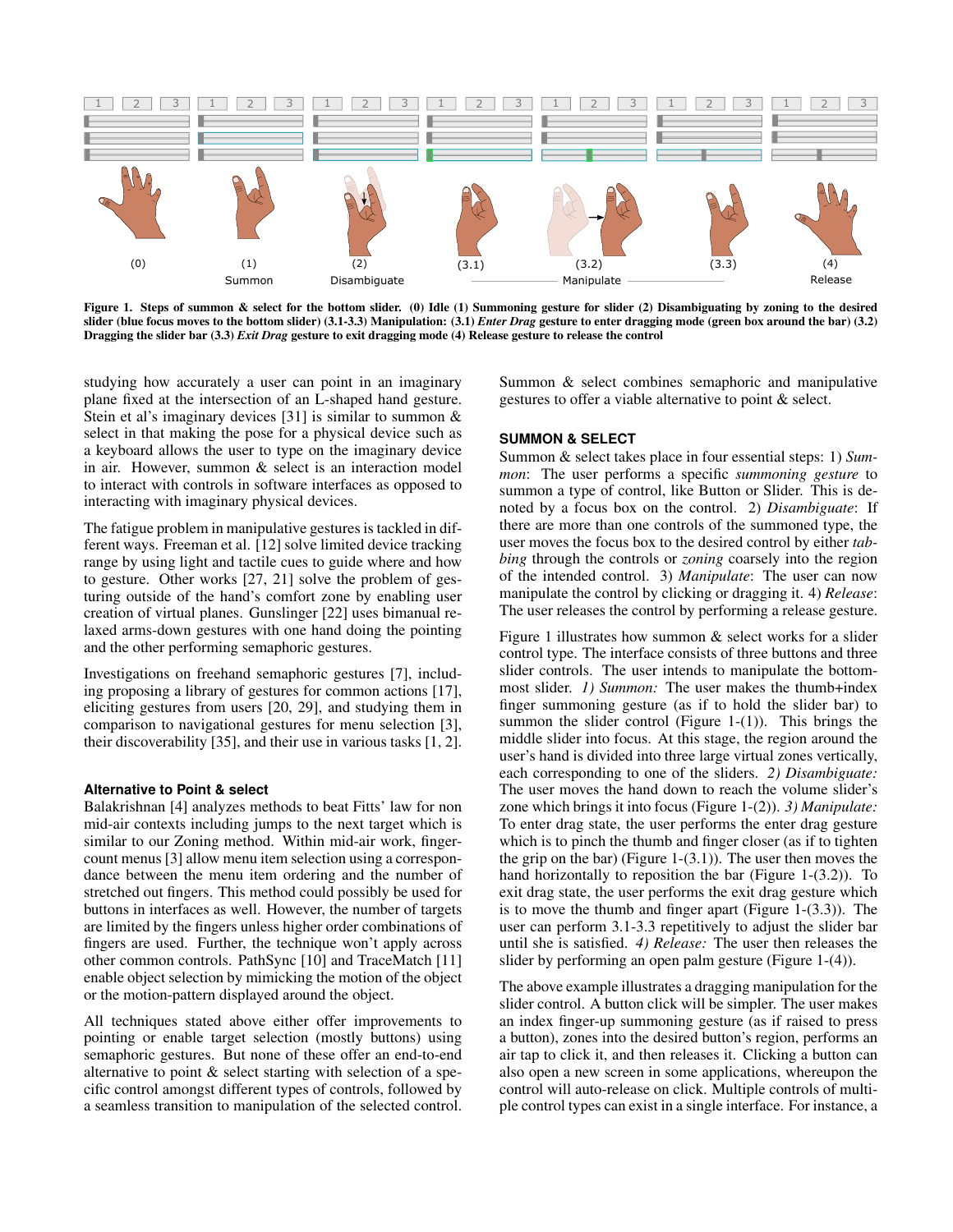(0) (1) Summon (2) Disambiguate (3.1) (3.2) Manipulate (3.3) (4) Release

**Figure 1. Steps of summon & select for the bottom slider. (0) Idle (1) Summoning gesture for slider (2) Disambiguating by zoning to the desired slider (blue focus moves to the bottom slider) (3.1-3.3) Manipulation: (3.1) *Enter Drag* gesture to enter dragging mode (green box around the bar) (3.2) Dragging the slider bar (3.3) *Exit Drag* gesture to exit dragging mode (4) Release gesture to release the control**

studying how accurately a user can point in an imaginary plane fixed at the intersection of an L-shaped hand gesture. Stein et al's imaginary devices [31] is similar to summon & select in that making the pose for a physical device such as a keyboard allows the user to type on the imaginary device in air. However, summon & select is an interaction model to interact with controls in software interfaces as opposed to interacting with imaginary physical devices.

The fatigue problem in manipulative gestures is tackled in different ways. Freeman et al. [12] solve limited device tracking range by using light and tactile cues to guide where and how to gesture. Other works [27, 21] solve the problem of gesturing outside of the hand's comfort zone by enabling user creation of virtual planes. Gunslinger [22] uses bimanual relaxed arms-down gestures with one hand doing the pointing and the other performing semaphoric gestures.

Investigations on freehand semaphoric gestures [7], including proposing a library of gestures for common actions [17], eliciting gestures from users [20, 29], and studying them in comparison to navigational gestures for menu selection [3], their discoverability [35], and their use in various tasks [1, 2].

### Alternative to Point & select

Balakrishnan [4] analyzes methods to beat Fitts' law for non mid-air contexts including jumps to the next target which is similar to our Zoning method. Within mid-air work, finger-count menus [3] allow menu item selection using a correspondance between the menu item ordering and the number of stretched out fingers. This method could possibly be used for buttons in interfaces as well. However, the number of targets are limited by the fingers unless higher order combinations of fingers are used. Further, the technique won't apply across other common controls. PathSync [10] and TraceMatch [11] enable object selection by mimicking the motion of the object or the motion-pattern displayed around the object.

All techniques stated above either offer improvements to pointing or enable target selection (mostly buttons) using semaphoric gestures. But none of these offer an end-to-end alternative to point & select starting with selection of a specific control amongst different types of controls, followed by a seamless transition to manipulation of the selected control. Summon & select combines semaphoric and manipulative gestures to offer a viable alternative to point & select.

## SUMMON & SELECT

Summon & select takes place in four essential steps: 1) *Summon*: The user performs a specific *summoning gesture* to summon a type of control, like Button or Slider. This is denoted by a focus box on the control. 2) *Disambiguate*: If there are more than one controls of the summoned type, the user moves the focus box to the desired control by either *tabbing* through the controls or *zoning* coarsely into the region of the intended control. 3) *Manipulate*: The user can now manipulate the control by clicking or dragging it. 4) *Release*: The user releases the control by performing a release gesture.

Figure 1 illustrates how summon & select works for a slider control type. The interface consists of three buttons and three slider controls. The user intends to manipulate the bottom-most slider. *1) Summon:* The user makes the thumb+index finger summoning gesture (as if to hold the slider bar) to summon the slider control (Figure 1-(1)). This brings the middle slider into focus. At this stage, the region around the user's hand is divided into three large virtual zones vertically, each corresponding to one of the sliders. *2) Disambiguate:* The user moves the hand down to reach the volume slider's zone which brings it into focus (Figure 1-(2)). *3) Manipulate:* To enter drag state, the user performs the enter drag gesture which is to pinch the thumb and finger closer (as if to tighten the grip on the bar) (Figure 1-(3.1)). The user then moves the hand horizontally to reposition the bar (Figure 1-(3.2)). To exit drag state, the user performs the exit drag gesture which is to move the thumb and finger apart (Figure 1-(3.3)). The user can perform 3.1-3.3 repetitively to adjust the slider bar until she is satisfied. *4) Release:* The user then releases the slider by performing an open palm gesture (Figure 1-(4)).

The above example illustrates a dragging manipulation for the slider control. A button click will be simpler. The user makes an index finger-up summoning gesture (as if raised to press a button), zones into the desired button's region, performs an air tap to click it, and then releases it. Clicking a button can also open a new screen in some applications, whereupon the control will auto-release on click. Multiple controls of multiple control types can exist in a single interface. For instance, a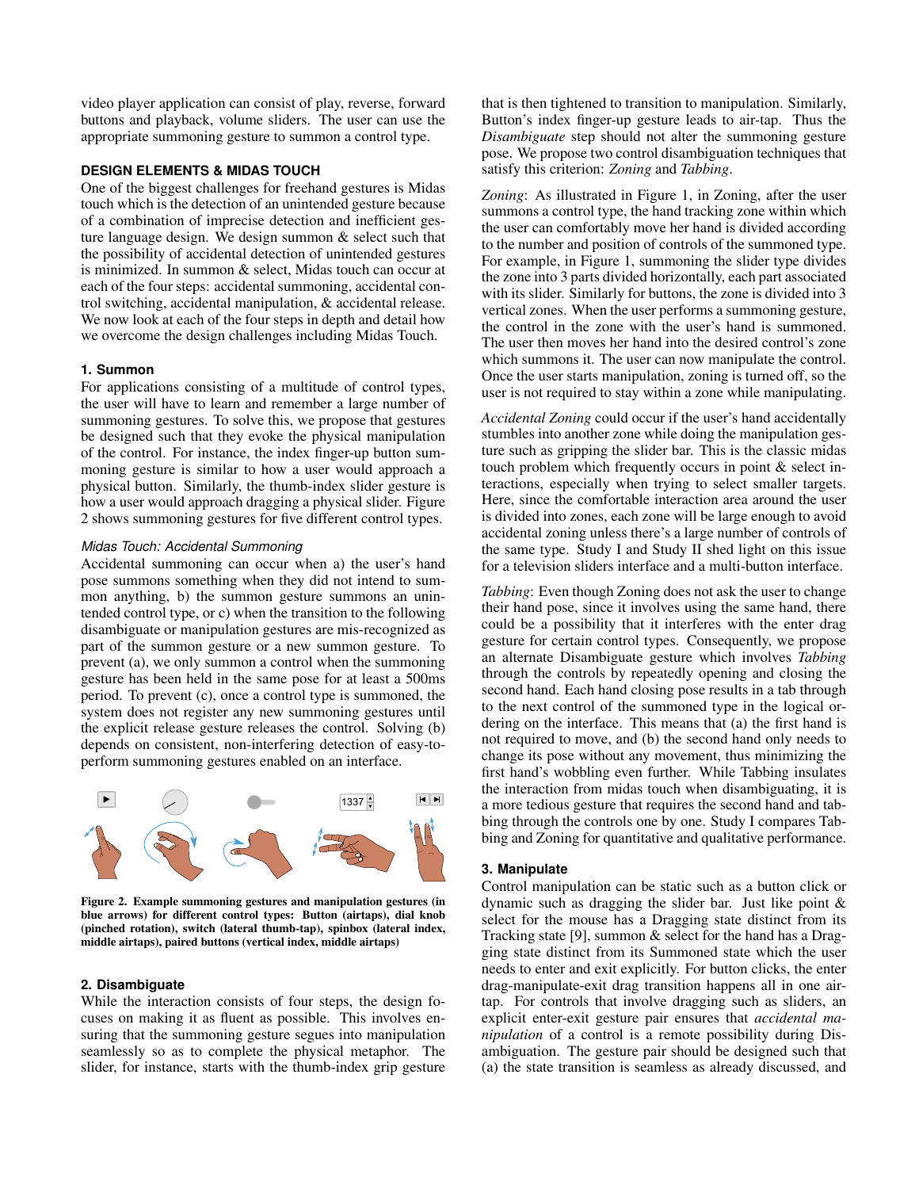video player application can consist of play, reverse, forward buttons and playback, volume sliders. The user can use the appropriate summoning gesture to summon a control type.

## DESIGN ELEMENTS & MIDAS TOUCH

One of the biggest challenges for freehand gestures is Midas touch which is the detection of an unintended gesture because of a combination of imprecise detection and inefficient gesture language design. We design summon & select such that the possibility of accidental detection of unintended gestures is minimized. In summon & select, Midas touch can occur at each of the four steps: accidental summoning, accidental control switching, accidental manipulation, & accidental release. We now look at each of the four steps in depth and detail how we overcome the design challenges including Midas Touch.

### 1. Summon

For applications consisting of a multitude of control types, the user will have to learn and remember a large number of summoning gestures. To solve this, we propose that gestures be designed such that they evoke the physical manipulation of the control. For instance, the index finger-up button summoning gesture is similar to how a user would approach a physical button. Similarly, the thumb-index slider gesture is how a user would approach dragging a physical slider. Figure 2 shows summoning gestures for five different control types.

#### *Midas Touch: Accidental Summoning*

Accidental summoning can occur when a) the user's hand pose summons something when they did not intend to summon anything, b) the summon gesture summons an unintended control type, or c) when the transition to the following disambiguate or manipulation gestures are mis-recognized as part of the summon gesture or a new summon gesture. To prevent (a), we only summon a control when the summoning gesture has been held in the same pose for at least a 500ms period. To prevent (c), once a control type is summoned, the system does not register any new summoning gestures until the explicit release gesture releases the control. Solving (b) depends on consistent, non-interfering detection of easy-to-perform summoning gestures enabled on an interface.

**Figure 2. Example summoning gestures and manipulation gestures (in blue arrows) for different control types: Button (airtaps), dial knob (pinched rotation), switch (lateral thumb-tap), spinbox (lateral index, middle airtaps), paired buttons (vertical index, middle airtaps)**

### 2. Disambiguate

While the interaction consists of four steps, the design focuses on making it as fluent as possible. This involves ensuring that the summoning gesture segues into manipulation seamlessly so as to complete the physical metaphor. The slider, for instance, starts with the thumb-index grip gesture that is then tightened to transition to manipulation. Similarly, Button's index finger-up gesture leads to air-tap. Thus the *Disambiguate* step should not alter the summoning gesture pose. We propose two control disambiguation techniques that satisfy this criterion: *Zoning* and *Tabbing*.

*Zoning*: As illustrated in Figure 1, in Zoning, after the user summons a control type, the hand tracking zone within which the user can comfortably move her hand is divided according to the number and position of controls of the summoned type. For example, in Figure 1, summoning the slider type divides the zone into 3 parts divided horizontally, each part associated with its slider. Similarly for buttons, the zone is divided into 3 vertical zones. When the user performs a summoning gesture, the control in the zone with the user's hand is summoned. The user then moves her hand into the desired control's zone which summons it. The user can now manipulate the control. Once the user starts manipulation, zoning is turned off, so the user is not required to stay within a zone while manipulating.

*Accidental Zoning* could occur if the user's hand accidentally stumbles into another zone while doing the manipulation gesture such as gripping the slider bar. This is the classic midas touch problem which frequently occurs in point & select interactions, especially when trying to select smaller targets. Here, since the comfortable interaction area around the user is divided into zones, each zone will be large enough to avoid accidental zoning unless there's a large number of controls of the same type. Study I and Study II shed light on this issue for a television sliders interface and a multi-button interface.

*Tabbing*: Even though Zoning does not ask the user to change their hand pose, since it involves using the same hand, there could be a possibility that it interferes with the enter drag gesture for certain control types. Consequently, we propose an alternate Disambiguate gesture which involves *Tabbing* through the controls by repeatedly opening and closing the second hand. Each hand closing pose results in a tab through to the next control of the summoned type in the logical ordering on the interface. This means that (a) the first hand is not required to move, and (b) the second hand only needs to change its pose without any movement, thus minimizing the first hand's wobbling even further. While Tabbing insulates the interaction from midas touch when disambiguating, it is a more tedious gesture that requires the second hand and tabbing through the controls one by one. Study I compares Tabbing and Zoning for quantitative and qualitative performance.

### 3. Manipulate

Control manipulation can be static such as a button click or dynamic such as dragging the slider bar. Just like point & select for the mouse has a Dragging state distinct from its Tracking state [9], summon & select for the hand has a Dragging state distinct from its Summoned state which the user needs to enter and exit explicitly. For button clicks, the enter drag-manipulate-exit drag transition happens all in one air-tap. For controls that involve dragging such as sliders, an explicit enter-exit gesture pair ensures that *accidental manipulation* of a control is a remote possibility during Disambiguation. The gesture pair should be designed such that (a) the state transition is seamless as already discussed, and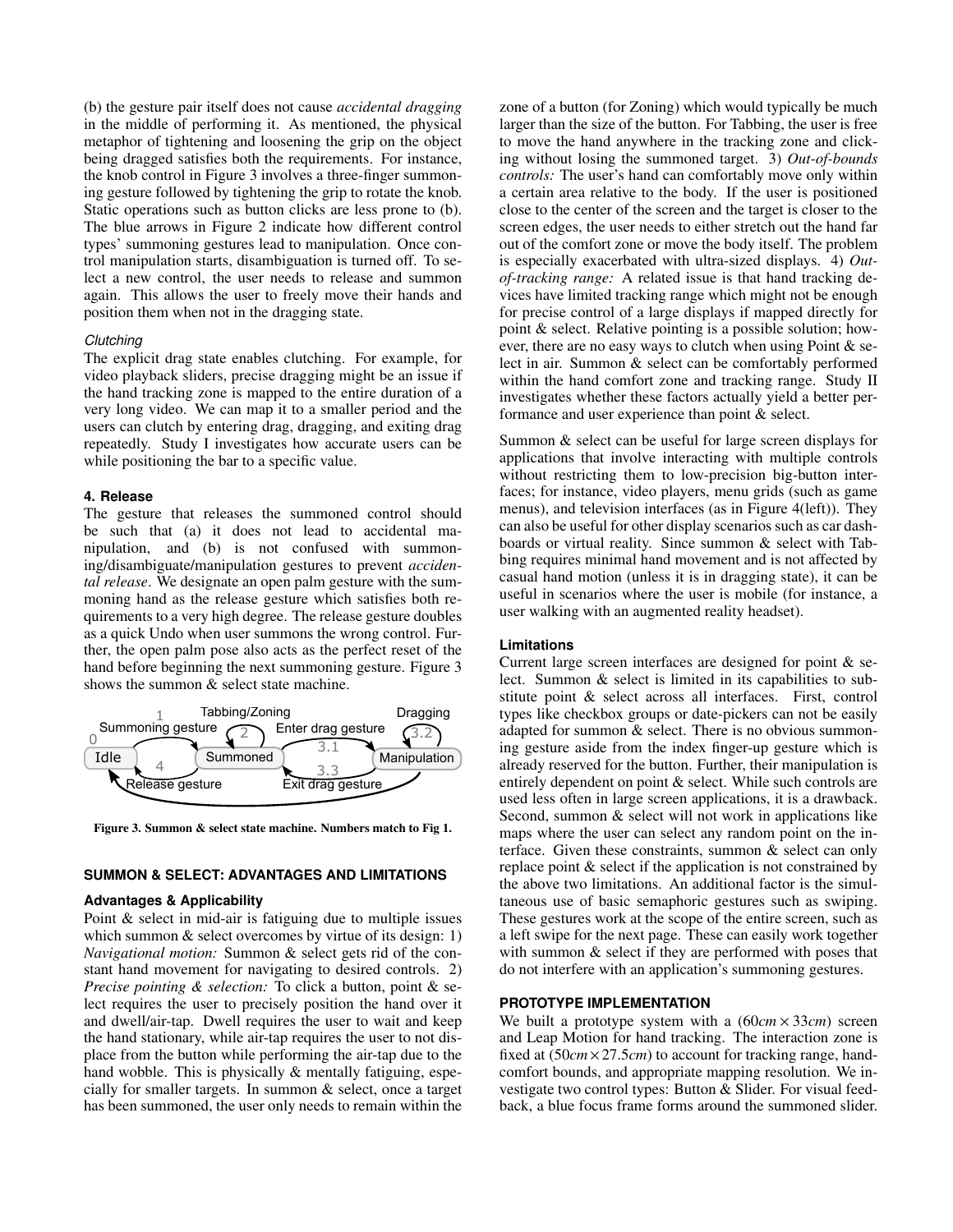(b) the gesture pair itself does not cause *accidental dragging* in the middle of performing it. As mentioned, the physical metaphor of tightening and loosening the grip on the object being dragged satisfies both the requirements. For instance, the knob control in Figure 3 involves a three-finger summoning gesture followed by tightening the grip to rotate the knob. Static operations such as button clicks are less prone to (b). The blue arrows in Figure 2 indicate how different control types' summoning gestures lead to manipulation. Once control manipulation starts, disambiguation is turned off. To select a new control, the user needs to release and summon again. This allows the user to freely move their hands and position them when not in the dragging state.

*Clutching*

The explicit drag state enables clutching. For example, for video playback sliders, precise dragging might be an issue if the hand tracking zone is mapped to the entire duration of a very long video. We can map it to a smaller period and the users can clutch by entering drag, dragging, and exiting drag repeatedly. Study I investigates how accurate users can be while positioning the bar to a specific value.

#### 4. Release

The gesture that releases the summoned control should be such that (a) it does not lead to accidental manipulation, and (b) is not confused with summoning/disambiguate/manipulation gestures to prevent *accidental release*. We designate an open palm gesture with the summoning hand as the release gesture which satisfies both requirements to a very high degree. The release gesture doubles as a quick Undo when user summons the wrong control. Further, the open palm pose also acts as the perfect reset of the hand before beginning the next summoning gesture. Figure 3 shows the summon & select state machine.

Figure 3. Summon & select state machine. Numbers match to Fig 1.

## SUMMON & SELECT: ADVANTAGES AND LIMITATIONS

### Advantages & Applicability

Point & select in mid-air is fatiguing due to multiple issues which summon & select overcomes by virtue of its design: 1) *Navigational motion:* Summon & select gets rid of the constant hand movement for navigating to desired controls. 2) *Precise pointing & selection:* To click a button, point & select requires the user to precisely position the hand over it and dwell/air-tap. Dwell requires the user to wait and keep the hand stationary, while air-tap requires the user to not displace from the button while performing the air-tap due to the hand wobble. This is physically & mentally fatiguing, especially for smaller targets. In summon & select, once a target has been summoned, the user only needs to remain within the zone of a button (for Zoning) which would typically be much larger than the size of the button. For Tabbing, the user is free to move the hand anywhere in the tracking zone and clicking without losing the summoned target. 3) *Out-of-bounds controls:* The user's hand can comfortably move only within a certain area relative to the body. If the user is positioned close to the center of the screen and the target is closer to the screen edges, the user needs to either stretch out the hand far out of the comfort zone or move the body itself. The problem is especially exacerbated with ultra-sized displays. 4) *Out-of-tracking range:* A related issue is that hand tracking devices have limited tracking range which might not be enough for precise control of a large displays if mapped directly for point & select. Relative pointing is a possible solution; however, there are no easy ways to clutch when using Point & select in air. Summon & select can be comfortably performed within the hand comfort zone and tracking range. Study II investigates whether these factors actually yield a better performance and user experience than point & select.

Summon & select can be useful for large screen displays for applications that involve interacting with multiple controls without restricting them to low-precision big-button interfaces; for instance, video players, menu grids (such as game menus), and television interfaces (as in Figure 4(left)). They can also be useful for other display scenarios such as car dashboards or virtual reality. Since summon & select with Tabbing requires minimal hand movement and is not affected by casual hand motion (unless it is in dragging state), it can be useful in scenarios where the user is mobile (for instance, a user walking with an augmented reality headset).

### Limitations

Current large screen interfaces are designed for point & select. Summon & select is limited in its capabilities to substitute point & select across all interfaces. First, control types like checkbox groups or date-pickers can not be easily adapted for summon & select. There is no obvious summoning gesture aside from the index finger-up gesture which is already reserved for the button. Further, their manipulation is entirely dependent on point & select. While such controls are used less often in large screen applications, it is a drawback. Second, summon & select will not work in applications like maps where the user can select any random point on the interface. Given these constraints, summon & select can only replace point & select if the application is not constrained by the above two limitations. An additional factor is the simultaneous use of basic semaphoric gestures such as swiping. These gestures work at the scope of the entire screen, such as a left swipe for the next page. These can easily work together with summon & select if they are performed with poses that do not interfere with an application's summoning gestures.

## PROTOTYPE IMPLEMENTATION

We built a prototype system with a ($60cm \times 33cm$) screen and Leap Motion for hand tracking. The interaction zone is fixed at ($50cm \times 27.5cm$) to account for tracking range, hand-comfort bounds, and appropriate mapping resolution. We investigate two control types: Button & Slider. For visual feedback, a blue focus frame forms around the summoned slider.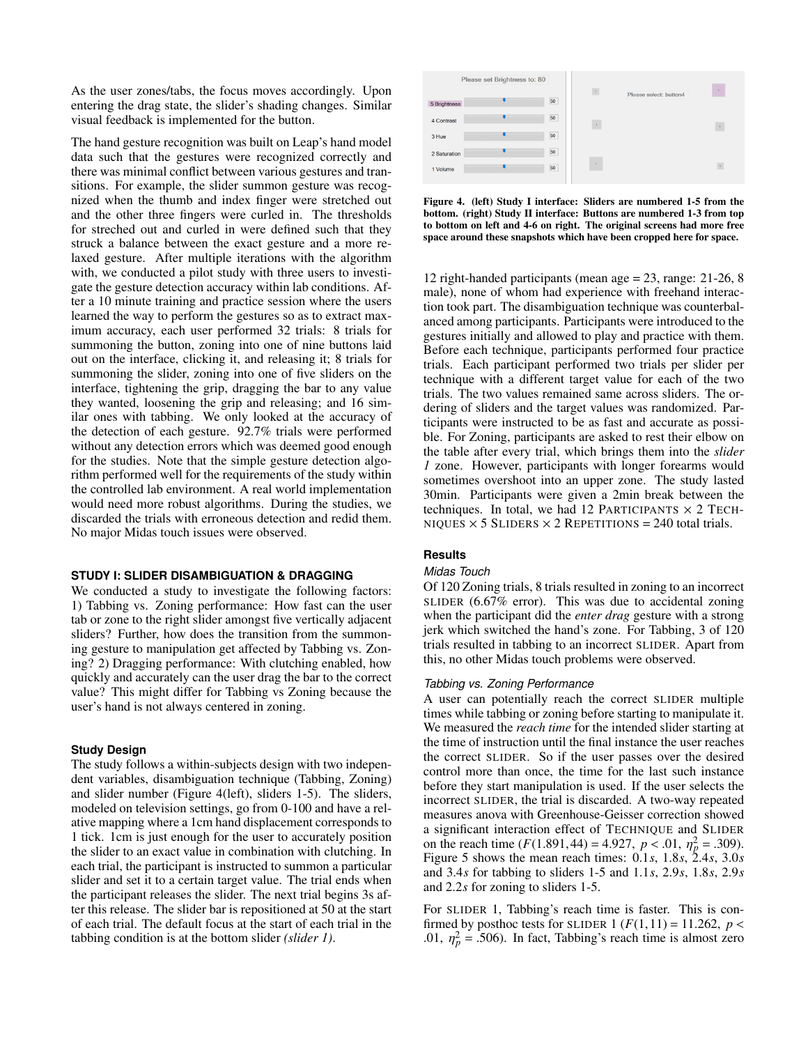As the user zones/tabs, the focus moves accordingly. Upon entering the drag state, the slider's shading changes. Similar visual feedback is implemented for the button.

The hand gesture recognition was built on Leap's hand model data such that the gestures were recognized correctly and there was minimal conflict between various gestures and transitions. For example, the slider summon gesture was recognized when the thumb and index finger were stretched out and the other three fingers were curled in. The thresholds for streched out and curled in were defined such that they struck a balance between the exact gesture and a more relaxed gesture. After multiple iterations with the algorithm with, we conducted a pilot study with three users to investigate the gesture detection accuracy within lab conditions. After a 10 minute training and practice session where the users learned the way to perform the gestures so as to extract maximum accuracy, each user performed 32 trials: 8 trials for summoning the button, zoning into one of nine buttons laid out on the interface, clicking it, and releasing it; 8 trials for summoning the slider, zoning into one of five sliders on the interface, tightening the grip, dragging the bar to any value they wanted, loosening the grip and releasing; and 16 similar ones with tabbing. We only looked at the accuracy of the detection of each gesture. 92.7% trials were performed without any detection errors which was deemed good enough for the studies. Note that the simple gesture detection algorithm performed well for the requirements of the study within the controlled lab environment. A real world implementation would need more robust algorithms. During the studies, we discarded the trials with erroneous detection and redid them. No major Midas touch issues were observed.

## STUDY I: SLIDER DISAMBIGUATION & DRAGGING

We conducted a study to investigate the following factors: 1) Tabbing vs. Zoning performance: How fast can the user tab or zone to the right slider amongst five vertically adjacent sliders? Further, how does the transition from the summoning gesture to manipulation get affected by Tabbing vs. Zoning? 2) Dragging performance: With clutching enabled, how quickly and accurately can the user drag the bar to the correct value? This might differ for Tabbing vs Zoning because the user's hand is not always centered in zoning.

### Study Design

The study follows a within-subjects design with two independent variables, disambiguation technique (Tabbing, Zoning) and slider number (Figure 4(left), sliders 1-5). The sliders, modeled on television settings, go from 0-100 and have a relative mapping where a 1cm hand displacement corresponds to 1 tick. 1cm is just enough for the user to accurately position the slider to an exact value in combination with clutching. In each trial, the participant is instructed to summon a particular slider and set it to a certain target value. The trial ends when the participant releases the slider. The next trial begins 3s after this release. The slider bar is repositioned at 50 at the start of each trial. The default focus at the start of each trial in the tabbing condition is at the bottom slider *(slider 1)*.

**Figure 4. (left) Study I interface: Sliders are numbered 1-5 from the bottom. (right) Study II interface: Buttons are numbered 1-3 from top to bottom on left and 4-6 on right. The original screens had more free space around these snapshots which have been cropped here for space.**

12 right-handed participants (mean age = 23, range: 21-26, 8 male), none of whom had experience with freehand interaction took part. The disambiguation technique was counterbalanced among participants. Participants were introduced to the gestures initially and allowed to play and practice with them. Before each technique, participants performed four practice trials. Each participant performed two trials per slider per technique with a different target value for each of the two trials. The two values remained same across sliders. The ordering of sliders and the target values was randomized. Participants were instructed to be as fast and accurate as possible. For Zoning, participants are asked to rest their elbow on the table after every trial, which brings them into the *slider 1* zone. However, participants with longer forearms would sometimes overshoot into an upper zone. The study lasted 30min. Participants were given a 2min break between the techniques. In total, we had 12 PARTICIPANTS × 2 TECHNIQUES × 5 SLIDERS × 2 REPETITIONS = 240 total trials.

### Results

#### *Midas Touch*

Of 120 Zoning trials, 8 trials resulted in zoning to an incorrect SLIDER (6.67% error). This was due to accidental zoning when the participant did the *enter drag* gesture with a strong jerk which switched the hand's zone. For Tabbing, 3 of 120 trials resulted in tabbing to an incorrect SLIDER. Apart from this, no other Midas touch problems were observed.

#### *Tabbing vs. Zoning Performance*

A user can potentially reach the correct SLIDER multiple times while tabbing or zoning before starting to manipulate it. We measured the *reach time* for the intended slider starting at the time of instruction until the final instance the user reaches the correct SLIDER. So if the user passes over the desired control more than once, the time for the last such instance before they start manipulation is used. If the user selects the incorrect SLIDER, the trial is discarded. A two-way repeated measures anova with Greenhouse-Geisser correction showed a significant interaction effect of TECHNIQUE and SLIDER on the reach time ($F(1.891, 44) = 4.927$, $p < .01$, $\eta_p^2 = .309$). Figure 5 shows the mean reach times: 0.1$s$, 1.8$s$, 2.4$s$, 3.0$s$ and 3.4$s$ for tabbing to sliders 1-5 and 1.1$s$, 2.9$s$, 1.8$s$, 2.9$s$ and 2.2$s$ for zoning to sliders 1-5.

For SLIDER 1, Tabbing's reach time is faster. This is confirmed by posthoc tests for SLIDER 1 ($F(1, 11) = 11.262$, $p < .01$, $\eta_p^2 = .506$). In fact, Tabbing's reach time is almost zero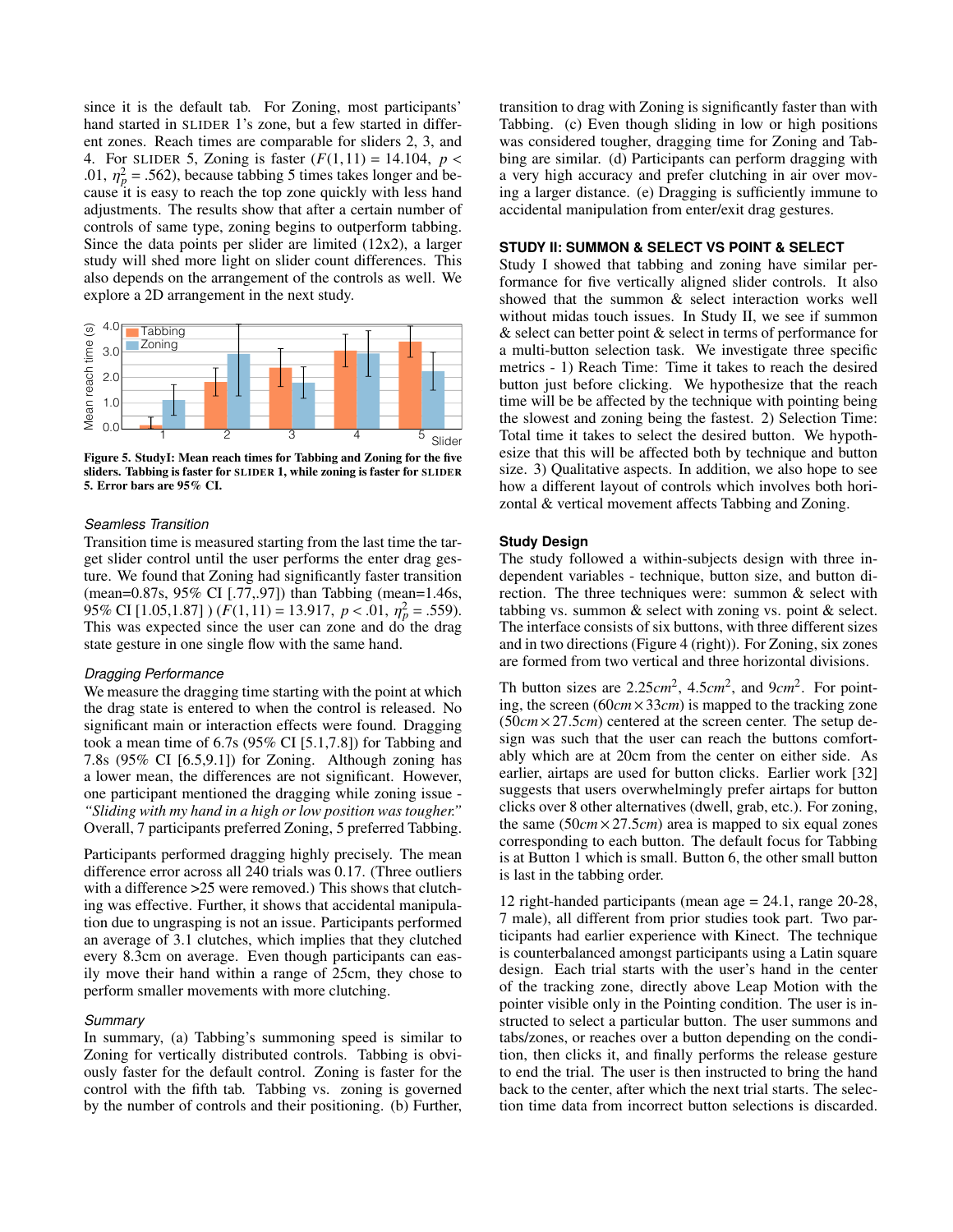since it is the default tab. For Zoning, most participants' hand started in SLIDER 1's zone, but a few started in different zones. Reach times are comparable for sliders 2, 3, and 4. For SLIDER 5, Zoning is faster ($F(1,11) = 14.104$, $p < .01$, $\eta_p^2 = .562$), because tabbing 5 times takes longer and because it is easy to reach the top zone quickly with less hand adjustments. The results show that after a certain number of controls of same type, zoning begins to outperform tabbing. Since the data points per slider are limited (12x2), a larger study will shed more light on slider count differences. This also depends on the arrangement of the controls as well. We explore a 2D arrangement in the next study.

**Figure 5. StudyI: Mean reach times for Tabbing and Zoning for the five sliders. Tabbing is faster for SLIDER 1, while zoning is faster for SLIDER 5. Error bars are 95% CI.**

### *Seamless Transition*

Transition time is measured starting from the last time the target slider control until the user performs the enter drag gesture. We found that Zoning had significantly faster transition (mean=0.87s, 95% CI [.77,.97]) than Tabbing (mean=1.46s, 95% CI [1.05,1.87] ) ($F(1,11) = 13.917$, $p < .01$, $\eta_p^2 = .559$). This was expected since the user can zone and do the drag state gesture in one single flow with the same hand.

### *Dragging Performance*

We measure the dragging time starting with the point at which the drag state is entered to when the control is released. No significant main or interaction effects were found. Dragging took a mean time of 6.7s (95% CI [5.1,7.8]) for Tabbing and 7.8s (95% CI [6.5,9.1]) for Zoning. Although zoning has a lower mean, the differences are not significant. However, one participant mentioned the dragging while zoning issue - *"Sliding with my hand in a high or low position was tougher."* Overall, 7 participants preferred Zoning, 5 preferred Tabbing.

Participants performed dragging highly precisely. The mean difference error across all 240 trials was 0.17. (Three outliers with a difference >25 were removed.) This shows that clutching was effective. Further, it shows that accidental manipulation due to ungrasping is not an issue. Participants performed an average of 3.1 clutches, which implies that they clutched every 8.3cm on average. Even though participants can easily move their hand within a range of 25cm, they chose to perform smaller movements with more clutching.

### *Summary*

In summary, (a) Tabbing's summoning speed is similar to Zoning for vertically distributed controls. Tabbing is obviously faster for the default control. Zoning is faster for the control with the fifth tab. Tabbing vs. zoning is governed by the number of controls and their positioning. (b) Further, transition to drag with Zoning is significantly faster than with Tabbing. (c) Even though sliding in low or high positions was considered tougher, dragging time for Zoning and Tabbing are similar. (d) Participants can perform dragging with a very high accuracy and prefer clutching in air over moving a larger distance. (e) Dragging is sufficiently immune to accidental manipulation from enter/exit drag gestures.

## STUDY II: SUMMON & SELECT VS POINT & SELECT

Study I showed that tabbing and zoning have similar performance for five vertically aligned slider controls. It also showed that the summon & select interaction works well without midas touch issues. In Study II, we see if summon & select can better point & select in terms of performance for a multi-button selection task. We investigate three specific metrics - 1) Reach Time: Time it takes to reach the desired button just before clicking. We hypothesize that the reach time will be be affected by the technique with pointing being the slowest and zoning being the fastest. 2) Selection Time: Total time it takes to select the desired button. We hypothesize that this will be affected both by technique and button size. 3) Qualitative aspects. In addition, we also hope to see how a different layout of controls which involves both horizontal & vertical movement affects Tabbing and Zoning.

### Study Design

The study followed a within-subjects design with three independent variables - technique, button size, and button direction. The three techniques were: summon & select with tabbing vs. summon & select with zoning vs. point & select. The interface consists of six buttons, with three different sizes and in two directions (Figure 4 (right)). For Zoning, six zones are formed from two vertical and three horizontal divisions.

Th button sizes are $2.25cm^2$, $4.5cm^2$, and $9cm^2$. For pointing, the screen ($60cm \times 33cm$) is mapped to the tracking zone ($50cm \times 27.5cm$) centered at the screen center. The setup design was such that the user can reach the buttons comfortably which are at 20cm from the center on either side. As earlier, airtaps are used for button clicks. Earlier work [32] suggests that users overwhelmingly prefer airtaps for button clicks over 8 other alternatives (dwell, grab, etc.). For zoning, the same ($50cm \times 27.5cm$) area is mapped to six equal zones corresponding to each button. The default focus for Tabbing is at Button 1 which is small. Button 6, the other small button is last in the tabbing order.

12 right-handed participants (mean age = 24.1, range 20-28, 7 male), all different from prior studies took part. Two participants had earlier experience with Kinect. The technique is counterbalanced amongst participants using a Latin square design. Each trial starts with the user's hand in the center of the tracking zone, directly above Leap Motion with the pointer visible only in the Pointing condition. The user is instructed to select a particular button. The user summons and tabs/zones, or reaches over a button depending on the condition, then clicks it, and finally performs the release gesture to end the trial. The user is then instructed to bring the hand back to the center, after which the next trial starts. The selection time data from incorrect button selections is discarded.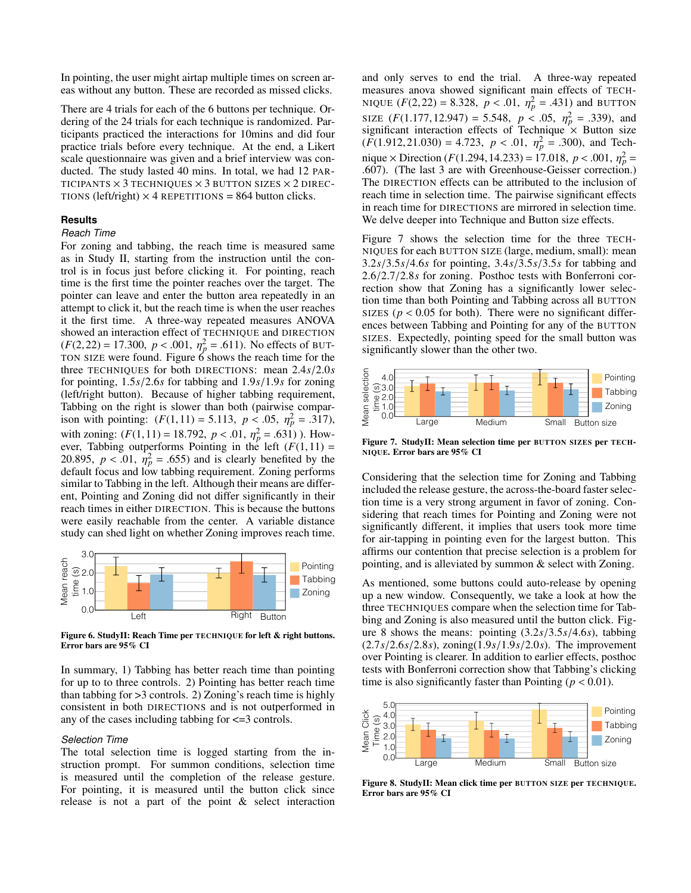In pointing, the user might airtap multiple times on screen areas without any button. These are recorded as missed clicks.

There are 4 trials for each of the 6 buttons per technique. Ordering of the 24 trials for each technique is randomized. Participants practiced the interactions for 10mins and did four practice trials before every technique. At the end, a Likert scale questionnaire was given and a brief interview was conducted. The study lasted 40 mins. In total, we had 12 PARTICIPANTS × 3 TECHNIQUES × 3 BUTTON SIZES × 2 DIRECTIONS (left/right) × 4 REPETITIONS = 864 button clicks.

### Results

#### *Reach Time*

For zoning and tabbing, the reach time is measured same as in Study II, starting from the instruction until the control is in focus just before clicking it. For pointing, reach time is the first time the pointer reaches over the target. The pointer can leave and enter the button area repeatedly in an attempt to click it, but the reach time is when the user reaches it the first time. A three-way repeated measures ANOVA showed an interaction effect of TECHNIQUE and DIRECTION ($F(2,22) = 17.300$, $p < .001$, $\eta^2_p = .611$). No effects of BUTTON SIZE were found. Figure 6 shows the reach time for the three TECHNIQUES for both DIRECTIONS: mean $2.4s/2.0s$ for pointing, $1.5s/2.6s$ for tabbing and $1.9s/1.9s$ for zoning (left/right button). Because of higher tabbing requirement, Tabbing on the right is slower than both (pairwise comparison with pointing: ($F(1,11) = 5.113$, $p < .05$, $\eta^2_p = .317$), with zoning: ($F(1,11) = 18.792$, $p < .01$, $\eta^2_p = .631$) ). However, Tabbing outperforms Pointing in the left ($F(1,11) = 20.895$, $p < .01$, $\eta^2_p = .655$) and is clearly benefited by the default focus and low tabbing requirement. Zoning performs similar to Tabbing in the left. Although their means are different, Pointing and Zoning did not differ significantly in their reach times in either DIRECTION. This is because the buttons were easily reachable from the center. A variable distance study can shed light on whether Zoning improves reach time.

**Figure 6. StudyII: Reach Time per TECHNIQUE for left & right buttons. Error bars are 95% CI**

In summary, 1) Tabbing has better reach time than pointing for up to to three controls. 2) Pointing has better reach time than tabbing for >3 controls. 2) Zoning's reach time is highly consistent in both DIRECTIONS and is not outperformed in any of the cases including tabbing for <=3 controls.

#### *Selection Time*

The total selection time is logged starting from the instruction prompt. For summon conditions, selection time is measured until the completion of the release gesture. For pointing, it is measured until the button click since release is not a part of the point & select interaction and only serves to end the trial. A three-way repeated measures anova showed significant main effects of TECHNIQUE ($F(2,22) = 8.328$, $p < .01$, $\eta^2_p = .431$) and BUTTON SIZE ($F(1.177,12.947) = 5.548$, $p < .05$, $\eta^2_p = .339$), and significant interaction effects of Technique × Button size ($F(1.912,21.030) = 4.723$, $p < .01$, $\eta^2_p = .300$), and Technique × Direction ($F(1.294,14.233) = 17.018$, $p < .001$, $\eta^2_p = .607$). (The last 3 are with Greenhouse-Geisser correction.) The DIRECTION effects can be attributed to the inclusion of reach time in selection time. The pairwise significant effects in reach time for DIRECTIONS are mirrored in selection time. We delve deeper into Technique and Button size effects.

Figure 7 shows the selection time for the three TECHNIQUES for each BUTTON SIZE (large, medium, small): mean $3.2s/3.5s/4.6s$ for pointing, $3.4s/3.5s/3.5s$ for tabbing and $2.6/2.7/2.8s$ for zoning. Posthoc tests with Bonferroni correction show that Zoning has a significantly lower selection time than both Pointing and Tabbing across all BUTTON SIZES ($p < 0.05$ for both). There were no significant differences between Tabbing and Pointing for any of the BUTTON SIZES. Expectedly, pointing speed for the small button was significantly slower than the other two.

**Figure 7. StudyII: Mean selection time per BUTTON SIZES per TECHNIQUE. Error bars are 95% CI**

Considering that the selection time for Zoning and Tabbing included the release gesture, the across-the-board faster selection time is a very strong argument in favor of zoning. Considering that reach times for Pointing and Zoning were not significantly different, it implies that users took more time for air-tapping in pointing even for the largest button. This affirms our contention that precise selection is a problem for pointing, and is alleviated by summon & select with Zoning.

As mentioned, some buttons could auto-release by opening up a new window. Consequently, we take a look at how the three TECHNIQUES compare when the selection time for Tabbing and Zoning is also measured until the button click. Figure 8 shows the means: pointing ($3.2s/3.5s/4.6s$), tabbing ($2.7s/2.6s/2.8s$), zoning($1.9s/1.9s/2.0s$). The improvement over Pointing is clearer. In addition to earlier effects, posthoc tests with Bonferroni correction show that Tabbing's clicking time is also significantly faster than Pointing ($p < 0.01$).

**Figure 8. StudyII: Mean click time per BUTTON SIZE per TECHNIQUE. Error bars are 95% CI**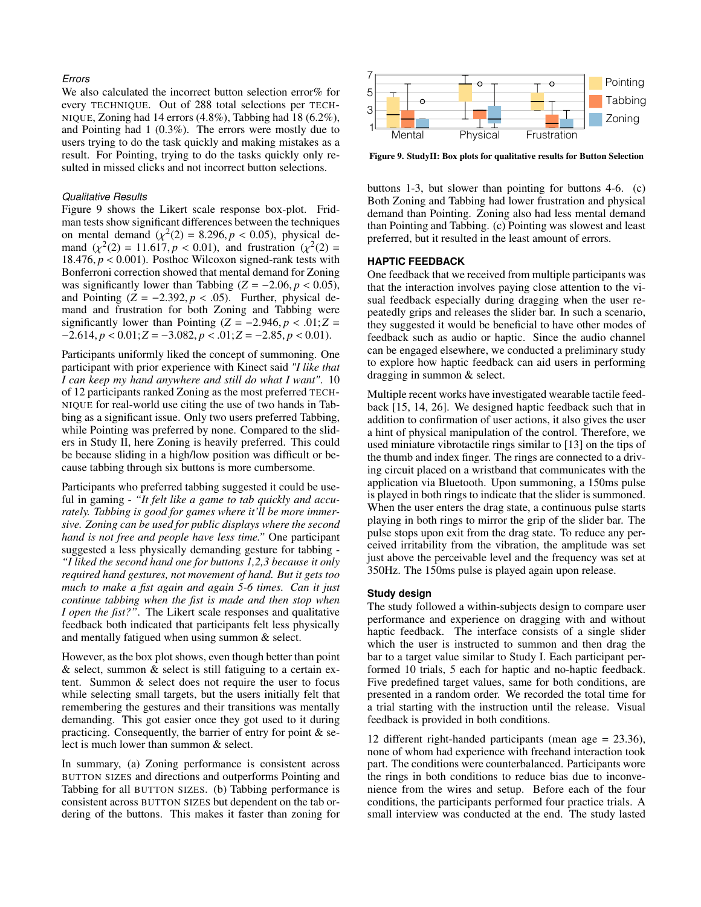### Errors

We also calculated the incorrect button selection error% for every TECHNIQUE. Out of 288 total selections per TECHNIQUE, Zoning had 14 errors (4.8%), Tabbing had 18 (6.2%), and Pointing had 1 (0.3%). The errors were mostly due to users trying to do the task quickly and making mistakes as a result. For Pointing, trying to do the tasks quickly only resulted in missed clicks and not incorrect button selections.

### Qualitative Results

Figure 9 shows the Likert scale response box-plot. Fridman tests show significant differences between the techniques on mental demand ($\chi^2(2) = 8.296, p < 0.05$), physical demand ($\chi^2(2) = 11.617, p < 0.01$), and frustration ($\chi^2(2) = 18.476, p < 0.001$). Posthoc Wilcoxon signed-rank tests with Bonferroni correction showed that mental demand for Zoning was significantly lower than Tabbing ($Z = -2.06, p < 0.05$), and Pointing ($Z = -2.392, p < .05$). Further, physical demand and frustration for both Zoning and Tabbing were significantly lower than Pointing ($Z = -2.946, p < .01; Z = -2.614, p < 0.01; Z = -3.082, p < .01; Z = -2.85, p < 0.01$).

Participants uniformly liked the concept of summoning. One participant with prior experience with Kinect said *"I like that I can keep my hand anywhere and still do what I want"*. 10 of 12 participants ranked Zoning as the most preferred TECHNIQUE for real-world use citing the use of two hands in Tabbing as a significant issue. Only two users preferred Tabbing, while Pointing was preferred by none. Compared to the sliders in Study II, here Zoning is heavily preferred. This could be because sliding in a high/low position was difficult or because tabbing through six buttons is more cumbersome.

Participants who preferred tabbing suggested it could be useful in gaming - *"It felt like a game to tab quickly and accurately. Tabbing is good for games where it'll be more immersive. Zoning can be used for public displays where the second hand is not free and people have less time."* One participant suggested a less physically demanding gesture for tabbing - *"I liked the second hand one for buttons 1,2,3 because it only required hand gestures, not movement of hand. But it gets too much to make a fist again and again 5-6 times. Can it just continue tabbing when the fist is made and then stop when I open the fist?"*. The Likert scale responses and qualitative feedback both indicated that participants felt less physically and mentally fatigued when using summon & select.

However, as the box plot shows, even though better than point & select, summon & select is still fatiguing to a certain extent. Summon & select does not require the user to focus while selecting small targets, but the users initially felt that remembering the gestures and their transitions was mentally demanding. This got easier once they got used to it during practicing. Consequently, the barrier of entry for point & select is much lower than summon & select.

In summary, (a) Zoning performance is consistent across BUTTON SIZES and directions and outperforms Pointing and Tabbing for all BUTTON SIZES. (b) Tabbing performance is consistent across BUTTON SIZES but dependent on the tab ordering of the buttons. This makes it faster than zoning for buttons 1-3, but slower than pointing for buttons 4-6. (c) Both Zoning and Tabbing had lower frustration and physical demand than Pointing. Zoning also had less mental demand than Pointing and Tabbing. (c) Pointing was slowest and least preferred, but it resulted in the least amount of errors.

Figure 9. StudyII: Box plots for qualitative results for Button Selection

## HAPTIC FEEDBACK

One feedback that we received from multiple participants was that the interaction involves paying close attention to the visual feedback especially during dragging when the user repeatedly grips and releases the slider bar. In such a scenario, they suggested it would be beneficial to have other modes of feedback such as audio or haptic. Since the audio channel can be engaged elsewhere, we conducted a preliminary study to explore how haptic feedback can aid users in performing dragging in summon & select.

Multiple recent works have investigated wearable tactile feedback [15, 14, 26]. We designed haptic feedback such that in addition to confirmation of user actions, it also gives the user a hint of physical manipulation of the control. Therefore, we used miniature vibrotactile rings similar to [13] on the tips of the thumb and index finger. The rings are connected to a driving circuit placed on a wristband that communicates with the application via Bluetooth. Upon summoning, a 150ms pulse is played in both rings to indicate that the slider is summoned. When the user enters the drag state, a continuous pulse starts playing in both rings to mirror the grip of the slider bar. The pulse stops upon exit from the drag state. To reduce any perceived irritability from the vibration, the amplitude was set just above the perceivable level and the frequency was set at 350Hz. The 150ms pulse is played again upon release.

### Study design

The study followed a within-subjects design to compare user performance and experience on dragging with and without haptic feedback. The interface consists of a single slider which the user is instructed to summon and then drag the bar to a target value similar to Study I. Each participant performed 10 trials, 5 each for haptic and no-haptic feedback. Five predefined target values, same for both conditions, are presented in a random order. We recorded the total time for a trial starting with the instruction until the release. Visual feedback is provided in both conditions.

12 different right-handed participants (mean age = 23.36), none of whom had experience with freehand interaction took part. The conditions were counterbalanced. Participants wore the rings in both conditions to reduce bias due to inconvenience from the wires and setup. Before each of the four conditions, the participants performed four practice trials. A small interview was conducted at the end. The study lasted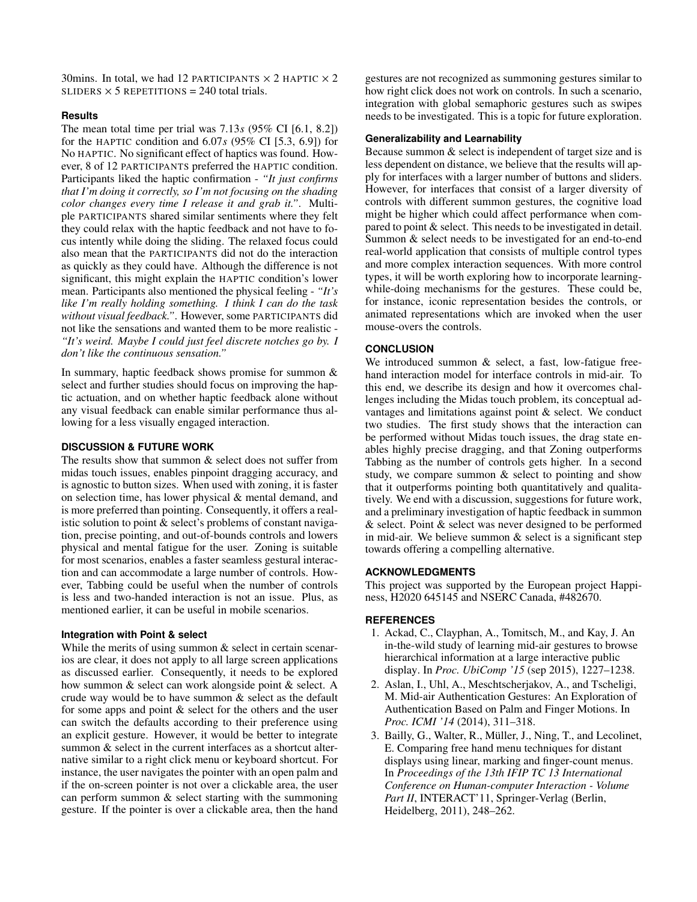30mins. In total, we had 12 PARTICIPANTS × 2 HAPTIC × 2 SLIDERS × 5 REPETITIONS = 240 total trials.

### Results

The mean total time per trial was 7.13*s* (95% CI [6.1, 8.2]) for the HAPTIC condition and 6.07*s* (95% CI [5.3, 6.9]) for NO HAPTIC. No significant effect of haptics was found. However, 8 of 12 PARTICIPANTS preferred the HAPTIC condition. Participants liked the haptic confirmation - *"It just confirms that I'm doing it correctly, so I'm not focusing on the shading color changes every time I release it and grab it."*. Multiple PARTICIPANTS shared similar sentiments where they felt they could relax with the haptic feedback and not have to focus intently while doing the sliding. The relaxed focus could also mean that the PARTICIPANTS did not do the interaction as quickly as they could have. Although the difference is not significant, this might explain the HAPTIC condition's lower mean. Participants also mentioned the physical feeling - *"It's like I'm really holding something. I think I can do the task without visual feedback."*. However, some PARTICIPANTS did not like the sensations and wanted them to be more realistic - *"It's weird. Maybe I could just feel discrete notches go by. I don't like the continuous sensation."*

In summary, haptic feedback shows promise for summon & select and further studies should focus on improving the haptic actuation, and on whether haptic feedback alone without any visual feedback can enable similar performance thus allowing for a less visually engaged interaction.

## DISCUSSION & FUTURE WORK

The results show that summon & select does not suffer from midas touch issues, enables pinpoint dragging accuracy, and is agnostic to button sizes. When used with zoning, it is faster on selection time, has lower physical & mental demand, and is more preferred than pointing. Consequently, it offers a realistic solution to point & select's problems of constant navigation, precise pointing, and out-of-bounds controls and lowers physical and mental fatigue for the user. Zoning is suitable for most scenarios, enables a faster seamless gestural interaction and can accommodate a large number of controls. However, Tabbing could be useful when the number of controls is less and two-handed interaction is not an issue. Plus, as mentioned earlier, it can be useful in mobile scenarios.

### Integration with Point & select

While the merits of using summon & select in certain scenarios are clear, it does not apply to all large screen applications as discussed earlier. Consequently, it needs to be explored how summon & select can work alongside point & select. A crude way would be to have summon & select as the default for some apps and point & select for the others and the user can switch the defaults according to their preference using an explicit gesture. However, it would be better to integrate summon & select in the current interfaces as a shortcut alternative similar to a right click menu or keyboard shortcut. For instance, the user navigates the pointer with an open palm and if the on-screen pointer is not over a clickable area, the user can perform summon & select starting with the summoning gesture. If the pointer is over a clickable area, then the hand gestures are not recognized as summoning gestures similar to how right click does not work on controls. In such a scenario, integration with global semaphoric gestures such as swipes needs to be investigated. This is a topic for future exploration.

### Generalizability and Learnability

Because summon & select is independent of target size and is less dependent on distance, we believe that the results will apply for interfaces with a larger number of buttons and sliders. However, for interfaces that consist of a larger diversity of controls with different summon gestures, the cognitive load might be higher which could affect performance when compared to point & select. This needs to be investigated in detail. Summon & select needs to be investigated for an end-to-end real-world application that consists of multiple control types and more complex interaction sequences. With more control types, it will be worth exploring how to incorporate learning-while-doing mechanisms for the gestures. These could be, for instance, iconic representation besides the controls, or animated representations which are invoked when the user mouse-overs the controls.

## CONCLUSION

We introduced summon & select, a fast, low-fatigue free-hand interaction model for interface controls in mid-air. To this end, we describe its design and how it overcomes challenges including the Midas touch problem, its conceptual advantages and limitations against point & select. We conduct two studies. The first study shows that the interaction can be performed without Midas touch issues, the drag state enables highly precise dragging, and that Zoning outperforms Tabbing as the number of controls gets higher. In a second study, we compare summon & select to pointing and show that it outperforms pointing both quantitatively and qualitatively. We end with a discussion, suggestions for future work, and a preliminary investigation of haptic feedback in summon & select. Point & select was never designed to be performed in mid-air. We believe summon & select is a significant step towards offering a compelling alternative.

## ACKNOWLEDGMENTS

This project was supported by the European project Happiness, H2020 645145 and NSERC Canada, #482670.

## REFERENCES

1. Ackad, C., Clayphan, A., Tomitsch, M., and Kay, J. An in-the-wild study of learning mid-air gestures to browse hierarchical information at a large interactive public display. In *Proc. UbiComp '15* (sep 2015), 1227–1238.
2. Aslan, I., Uhl, A., Meschtscherjakov, A., and Tscheligi, M. Mid-air Authentication Gestures: An Exploration of Authentication Based on Palm and Finger Motions. In *Proc. ICMI '14* (2014), 311–318.
3. Bailly, G., Walter, R., Müller, J., Ning, T., and Lecolinet, E. Comparing free hand menu techniques for distant displays using linear, marking and finger-count menus. In *Proceedings of the 13th IFIP TC 13 International Conference on Human-computer Interaction - Volume Part II*, INTERACT'11, Springer-Verlag (Berlin, Heidelberg, 2011), 248–262.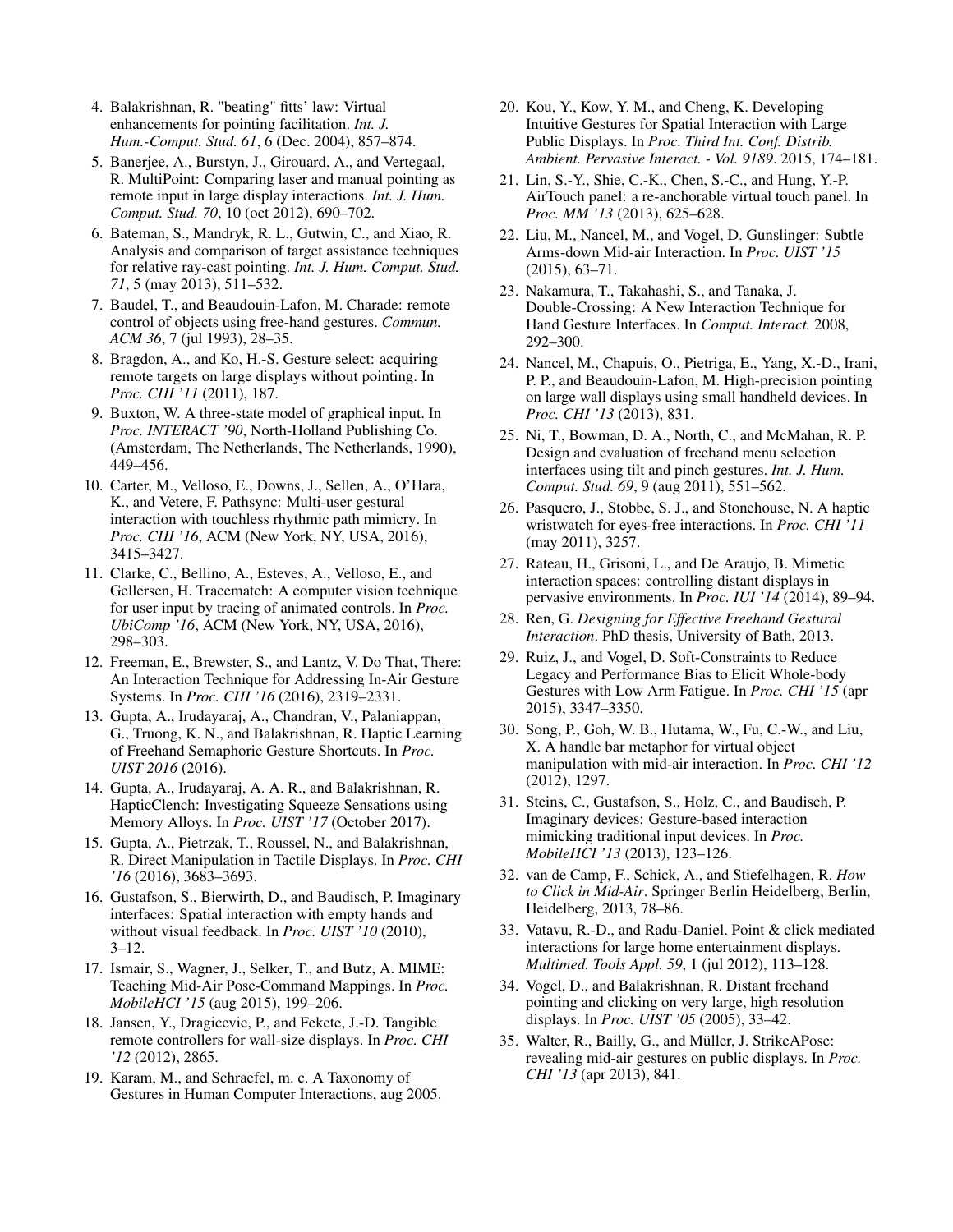4. Balakrishnan, R. "beating" fitts' law: Virtual enhancements for pointing facilitation. *Int. J. Hum.-Comput. Stud. 61*, 6 (Dec. 2004), 857–874.
5. Banerjee, A., Burstyn, J., Girouard, A., and Vertegaal, R. MultiPoint: Comparing laser and manual pointing as remote input in large display interactions. *Int. J. Hum. Comput. Stud. 70*, 10 (oct 2012), 690–702.
6. Bateman, S., Mandryk, R. L., Gutwin, C., and Xiao, R. Analysis and comparison of target assistance techniques for relative ray-cast pointing. *Int. J. Hum. Comput. Stud. 71*, 5 (may 2013), 511–532.
7. Baudel, T., and Beaudouin-Lafon, M. Charade: remote control of objects using free-hand gestures. *Commun. ACM 36*, 7 (jul 1993), 28–35.
8. Bragdon, A., and Ko, H.-S. Gesture select: acquiring remote targets on large displays without pointing. In *Proc. CHI '11* (2011), 187.
9. Buxton, W. A three-state model of graphical input. In *Proc. INTERACT '90*, North-Holland Publishing Co. (Amsterdam, The Netherlands, The Netherlands, 1990), 449–456.
10. Carter, M., Velloso, E., Downs, J., Sellen, A., O'Hara, K., and Vetere, F. Pathsync: Multi-user gestural interaction with touchless rhythmic path mimicry. In *Proc. CHI '16*, ACM (New York, NY, USA, 2016), 3415–3427.
11. Clarke, C., Bellino, A., Esteves, A., Velloso, E., and Gellersen, H. Tracematch: A computer vision technique for user input by tracing of animated controls. In *Proc. UbiComp '16*, ACM (New York, NY, USA, 2016), 298–303.
12. Freeman, E., Brewster, S., and Lantz, V. Do That, There: An Interaction Technique for Addressing In-Air Gesture Systems. In *Proc. CHI '16* (2016), 2319–2331.
13. Gupta, A., Irudayaraj, A., Chandran, V., Palaniappan, G., Truong, K. N., and Balakrishnan, R. Haptic Learning of Freehand Semaphoric Gesture Shortcuts. In *Proc. UIST 2016* (2016).
14. Gupta, A., Irudayaraj, A. A. R., and Balakrishnan, R. HapticClench: Investigating Squeeze Sensations using Memory Alloys. In *Proc. UIST '17* (October 2017).
15. Gupta, A., Pietrzak, T., Roussel, N., and Balakrishnan, R. Direct Manipulation in Tactile Displays. In *Proc. CHI '16* (2016), 3683–3693.
16. Gustafson, S., Bierwirth, D., and Baudisch, P. Imaginary interfaces: Spatial interaction with empty hands and without visual feedback. In *Proc. UIST '10* (2010), 3–12.
17. Ismair, S., Wagner, J., Selker, T., and Butz, A. MIME: Teaching Mid-Air Pose-Command Mappings. In *Proc. MobileHCI '15* (aug 2015), 199–206.
18. Jansen, Y., Dragicevic, P., and Fekete, J.-D. Tangible remote controllers for wall-size displays. In *Proc. CHI '12* (2012), 2865.
19. Karam, M., and Schraefel, m. c. A Taxonomy of Gestures in Human Computer Interactions, aug 2005.
20. Kou, Y., Kow, Y. M., and Cheng, K. Developing Intuitive Gestures for Spatial Interaction with Large Public Displays. In *Proc. Third Int. Conf. Distrib. Ambient. Pervasive Interact. - Vol. 9189*. 2015, 174–181.
21. Lin, S.-Y., Shie, C.-K., Chen, S.-C., and Hung, Y.-P. AirTouch panel: a re-anchorable virtual touch panel. In *Proc. MM '13* (2013), 625–628.
22. Liu, M., Nancel, M., and Vogel, D. Gunslinger: Subtle Arms-down Mid-air Interaction. In *Proc. UIST '15* (2015), 63–71.
23. Nakamura, T., Takahashi, S., and Tanaka, J. Double-Crossing: A New Interaction Technique for Hand Gesture Interfaces. In *Comput. Interact.* 2008, 292–300.
24. Nancel, M., Chapuis, O., Pietriga, E., Yang, X.-D., Irani, P. P., and Beaudouin-Lafon, M. High-precision pointing on large wall displays using small handheld devices. In *Proc. CHI '13* (2013), 831.
25. Ni, T., Bowman, D. A., North, C., and McMahan, R. P. Design and evaluation of freehand menu selection interfaces using tilt and pinch gestures. *Int. J. Hum. Comput. Stud. 69*, 9 (aug 2011), 551–562.
26. Pasquero, J., Stobbe, S. J., and Stonehouse, N. A haptic wristwatch for eyes-free interactions. In *Proc. CHI '11* (may 2011), 3257.
27. Rateau, H., Grisoni, L., and De Araujo, B. Mimetic interaction spaces: controlling distant displays in pervasive environments. In *Proc. IUI '14* (2014), 89–94.
28. Ren, G. *Designing for Effective Freehand Gestural Interaction*. PhD thesis, University of Bath, 2013.
29. Ruiz, J., and Vogel, D. Soft-Constraints to Reduce Legacy and Performance Bias to Elicit Whole-body Gestures with Low Arm Fatigue. In *Proc. CHI '15* (apr 2015), 3347–3350.
30. Song, P., Goh, W. B., Hutama, W., Fu, C.-W., and Liu, X. A handle bar metaphor for virtual object manipulation with mid-air interaction. In *Proc. CHI '12* (2012), 1297.
31. Steins, C., Gustafson, S., Holz, C., and Baudisch, P. Imaginary devices: Gesture-based interaction mimicking traditional input devices. In *Proc. MobileHCI '13* (2013), 123–126.
32. van de Camp, F., Schick, A., and Stiefelhagen, R. *How to Click in Mid-Air*. Springer Berlin Heidelberg, Berlin, Heidelberg, 2013, 78–86.
33. Vatavu, R.-D., and Radu-Daniel. Point & click mediated interactions for large home entertainment displays. *Multimed. Tools Appl. 59*, 1 (jul 2012), 113–128.
34. Vogel, D., and Balakrishnan, R. Distant freehand pointing and clicking on very large, high resolution displays. In *Proc. UIST '05* (2005), 33–42.
35. Walter, R., Bailly, G., and Müller, J. StrikeAPose: revealing mid-air gestures on public displays. In *Proc. CHI '13* (apr 2013), 841.